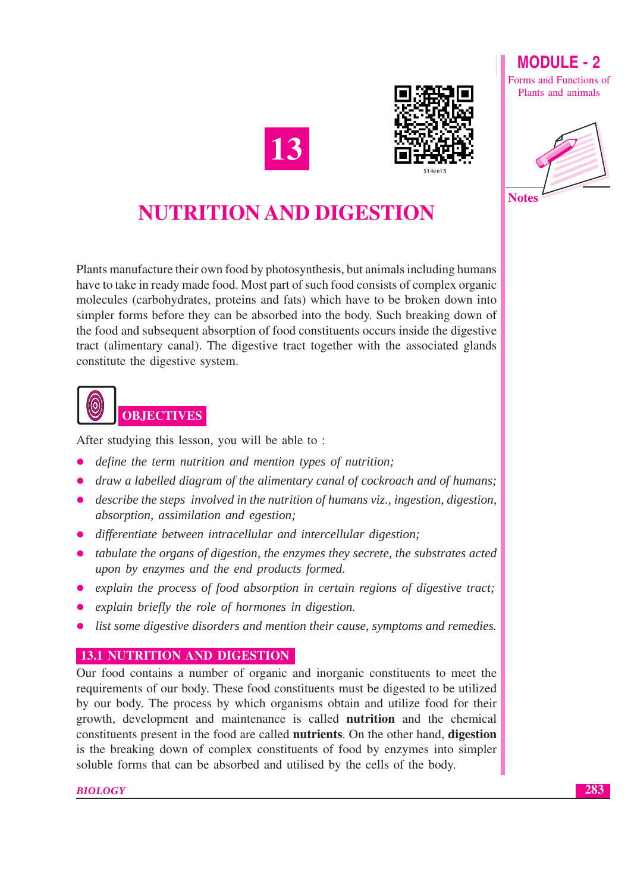# 13

# NUTRITION AND DIGESTION

Plants manufacture their own food by photosynthesis, but animals including humans have to take in ready made food. Most part of such food consists of complex organic molecules (carbohydrates, proteins and fats) which have to be broken down into simpler forms before they can be absorbed into the body. Such breaking down of the food and subsequent absorption of food constituents occurs inside the digestive tract (alimentary canal). The digestive tract together with the associated glands constitute the digestive system.

## OBJECTIVES

After studying this lesson, you will be able to :

- *define the term nutrition and mention types of nutrition;*
- *draw a labelled diagram of the alimentary canal of cockroach and of humans;*
- *describe the steps involved in the nutrition of humans viz., ingestion, digestion, absorption, assimilation and egestion;*
- *differentiate between intracellular and intercellular digestion;*
- *tabulate the organs of digestion, the enzymes they secrete, the substrates acted upon by enzymes and the end products formed.*
- *explain the process of food absorption in certain regions of digestive tract;*
- *explain briefly the role of hormones in digestion.*
- *list some digestive disorders and mention their cause, symptoms and remedies.*

## 13.1 NUTRITION AND DIGESTION

Our food contains a number of organic and inorganic constituents to meet the requirements of our body. These food constituents must be digested to be utilized by our body. The process by which organisms obtain and utilize food for their growth, development and maintenance is called **nutrition** and the chemical constituents present in the food are called **nutrients**. On the other hand, **digestion** is the breaking down of complex constituents of food by enzymes into simpler soluble forms that can be absorbed and utilised by the cells of the body.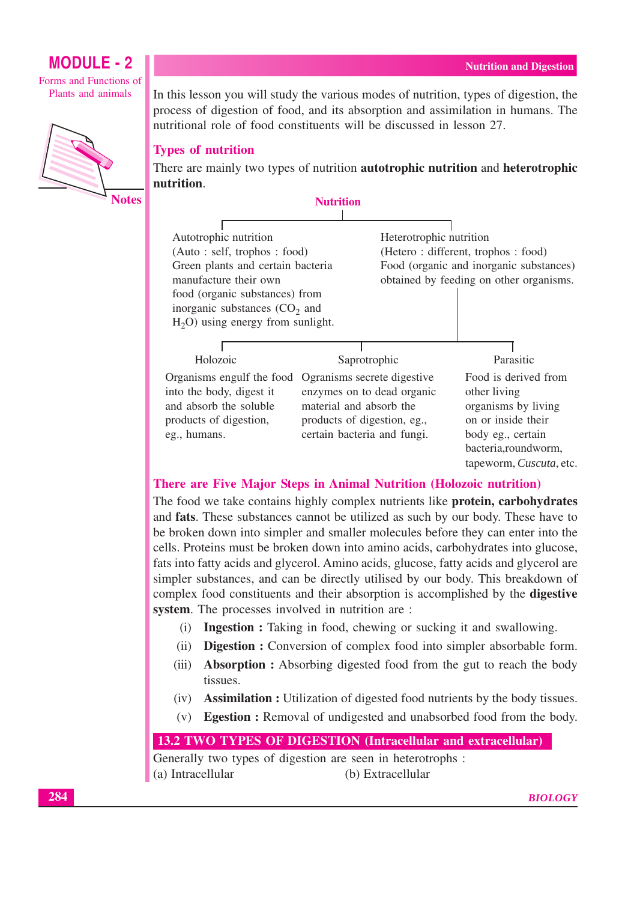In this lesson you will study the various modes of nutrition, types of digestion, the process of digestion of food, and its absorption and assimilation in humans. The nutritional role of food constituents will be discussed in lesson 27.

### Types of nutrition

There are mainly two types of nutrition **autotrophic nutrition** and **heterotrophic nutrition**.

**Nutrition**

- **Autotrophic nutrition**
  (Auto : self, trophos : food)
  Green plants and certain bacteria manufacture their own food (organic substances) from inorganic substances ($CO_2$ and $H_2O$) using energy from sunlight.

- **Heterotrophic nutrition**
  (Hetero : different, trophos : food)
  Food (organic and inorganic substances) obtained by feeding on other organisms.
  - **Holozoic**: Organisms engulf the food into the body, digest it and absorb the soluble products of digestion, eg., humans.
  - **Saprotrophic**: Ogrganisms secrete digestive enzymes on to dead organic material and absorb the products of digestion, eg., certain bacteria and fungi.
  - **Parasitic**: Food is derived from other living organisms by living on or inside their body eg., certain bacteria,roundworm, tapeworm, *Cuscuta*, etc.

### There are Five Major Steps in Animal Nutrition (Holozoic nutrition)

The food we take contains highly complex nutrients like **protein, carbohydrates** and **fats**. These substances cannot be utilized as such by our body. These have to be broken down into simpler and smaller molecules before they can enter into the cells. Proteins must be broken down into amino acids, carbohydrates into glucose, fats into fatty acids and glycerol. Amino acids, glucose, fatty acids and glycerol are simpler substances, and can be directly utilised by our body. This breakdown of complex food constituents and their absorption is accomplished by the **digestive system**. The processes involved in nutrition are :

(i) **Ingestion :** Taking in food, chewing or sucking it and swallowing.

(ii) **Digestion :** Conversion of complex food into simpler absorbable form.

(iii) **Absorption :** Absorbing digested food from the gut to reach the body tissues.

(iv) **Assimilation :** Utilization of digested food nutrients by the body tissues.

(v) **Egestion :** Removal of undigested and unabsorbed food from the body.

## 13.2 TWO TYPES OF DIGESTION (Intracellular and extracellular)

Generally two types of digestion are seen in heterotrophs :

(a) Intracellular (b) Extracellular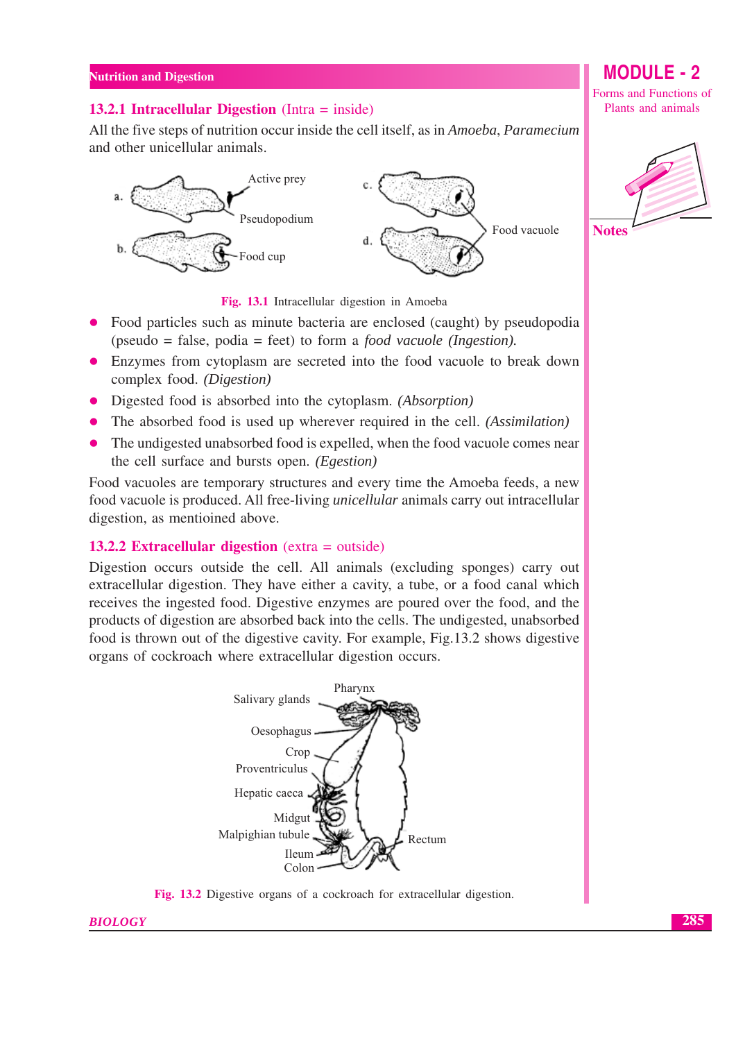### 13.2.1 Intracellular Digestion (Intra = inside)

All the five steps of nutrition occur inside the cell itself, as in *Amoeba*, *Paramecium* and other unicellular animals.

Fig. 13.1 Intracellular digestion in Amoeba

- Food particles such as minute bacteria are enclosed (caught) by pseudopodia (pseudo = false, podia = feet) to form a *food vacuole (Ingestion).*
- Enzymes from cytoplasm are secreted into the food vacuole to break down complex food. *(Digestion)*
- Digested food is absorbed into the cytoplasm. *(Absorption)*
- The absorbed food is used up wherever required in the cell. *(Assimilation)*
- The undigested unabsorbed food is expelled, when the food vacuole comes near the cell surface and bursts open. *(Egestion)*

Food vacuoles are temporary structures and every time the Amoeba feeds, a new food vacuole is produced. All free-living *unicellular* animals carry out intracellular digestion, as mentioined above.

### 13.2.2 Extracellular digestion (extra = outside)

Digestion occurs outside the cell. All animals (excluding sponges) carry out extracellular digestion. They have either a cavity, a tube, or a food canal which receives the ingested food. Digestive enzymes are poured over the food, and the products of digestion are absorbed back into the cells. The undigested, unabsorbed food is thrown out of the digestive cavity. For example, Fig.13.2 shows digestive organs of cockroach where extracellular digestion occurs.

Fig. 13.2 Digestive organs of a cockroach for extracellular digestion.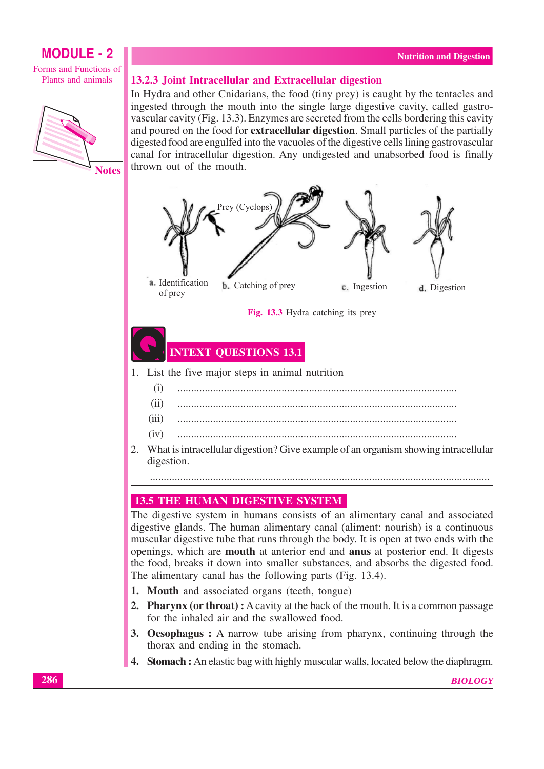### 13.2.3 Joint Intracellular and Extracellular digestion

In Hydra and other Cnidarians, the food (tiny prey) is caught by the tentacles and ingested through the mouth into the single large digestive cavity, called gastro-vascular cavity (Fig. 13.3). Enzymes are secreted from the cells bordering this cavity and poured on the food for **extracellular digestion**. Small particles of the partially digested food are engulfed into the vacuoles of the digestive cells lining gastrovascular canal for intracellular digestion. Any undigested and unabsorbed food is finally thrown out of the mouth.

a. Identification of prey　b. Catching of prey　c. Ingestion　d. Digestion

Prey (Cyclops)

**Fig. 13.3** Hydra catching its prey

## INTEXT QUESTIONS 13.1

1. List the five major steps in animal nutrition

   (i) ....................................................................................................

   (ii) ....................................................................................................

   (iii) ....................................................................................................

   (iv) ....................................................................................................

2. What is intracellular digestion? Give example of an organism showing intracellular digestion.

   ....................................................................................................

## 13.5 THE HUMAN DIGESTIVE SYSTEM

The digestive system in humans consists of an alimentary canal and associated digestive glands. The human alimentary canal (aliment: nourish) is a continuous muscular digestive tube that runs through the body. It is open at two ends with the openings, which are **mouth** at anterior end and **anus** at posterior end. It digests the food, breaks it down into smaller substances, and absorbs the digested food. The alimentary canal has the following parts (Fig. 13.4).

1. **Mouth** and associated organs (teeth, tongue)
2. **Pharynx (or throat) :** A cavity at the back of the mouth. It is a common passage for the inhaled air and the swallowed food.
3. **Oesophagus :** A narrow tube arising from pharynx, continuing through the thorax and ending in the stomach.
4. **Stomach :** An elastic bag with highly muscular walls, located below the diaphragm.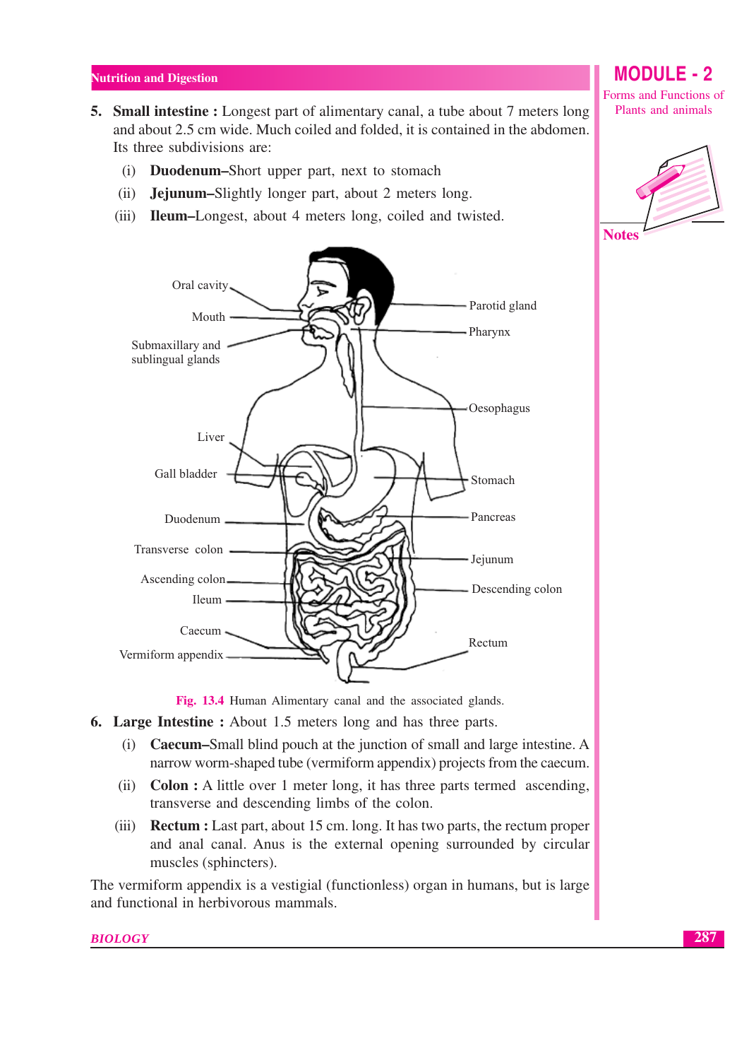5. **Small intestine :** Longest part of alimentary canal, a tube about 7 meters long and about 2.5 cm wide. Much coiled and folded, it is contained in the abdomen. Its three subdivisions are:

   (i) **Duodenum–**Short upper part, next to stomach

   (ii) **Jejunum–**Slightly longer part, about 2 meters long.

   (iii) **Ileum–**Longest, about 4 meters long, coiled and twisted.

**Fig. 13.4** Human Alimentary canal and the associated glands.

6. **Large Intestine :** About 1.5 meters long and has three parts.

   (i) **Caecum–**Small blind pouch at the junction of small and large intestine. A narrow worm-shaped tube (vermiform appendix) projects from the caecum.

   (ii) **Colon :** A little over 1 meter long, it has three parts termed ascending, transverse and descending limbs of the colon.

   (iii) **Rectum :** Last part, about 15 cm. long. It has two parts, the rectum proper and anal canal. Anus is the external opening surrounded by circular muscles (sphincters).

The vermiform appendix is a vestigial (functionless) organ in humans, but is large and functional in herbivorous mammals.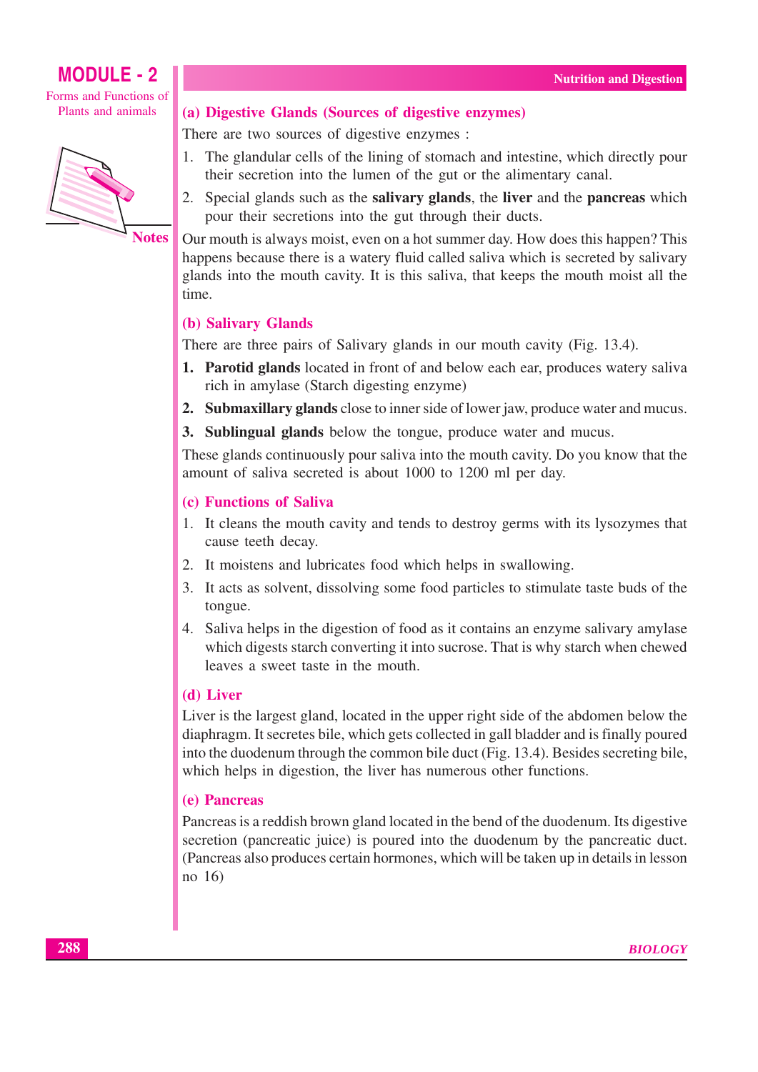### (a) Digestive Glands (Sources of digestive enzymes)

There are two sources of digestive enzymes :

1. The glandular cells of the lining of stomach and intestine, which directly pour their secretion into the lumen of the gut or the alimentary canal.
2. Special glands such as the **salivary glands**, the **liver** and the **pancreas** which pour their secretions into the gut through their ducts.

Our mouth is always moist, even on a hot summer day. How does this happen? This happens because there is a watery fluid called saliva which is secreted by salivary glands into the mouth cavity. It is this saliva, that keeps the mouth moist all the time.

### (b) Salivary Glands

There are three pairs of Salivary glands in our mouth cavity (Fig. 13.4).

1. **Parotid glands** located in front of and below each ear, produces watery saliva rich in amylase (Starch digesting enzyme)
2. **Submaxillary glands** close to inner side of lower jaw, produce water and mucus.
3. **Sublingual glands** below the tongue, produce water and mucus.

These glands continuously pour saliva into the mouth cavity. Do you know that the amount of saliva secreted is about 1000 to 1200 ml per day.

### (c) Functions of Saliva

1. It cleans the mouth cavity and tends to destroy germs with its lysozymes that cause teeth decay.
2. It moistens and lubricates food which helps in swallowing.
3. It acts as solvent, dissolving some food particles to stimulate taste buds of the tongue.
4. Saliva helps in the digestion of food as it contains an enzyme salivary amylase which digests starch converting it into sucrose. That is why starch when chewed leaves a sweet taste in the mouth.

### (d) Liver

Liver is the largest gland, located in the upper right side of the abdomen below the diaphragm. It secretes bile, which gets collected in gall bladder and is finally poured into the duodenum through the common bile duct (Fig. 13.4). Besides secreting bile, which helps in digestion, the liver has numerous other functions.

### (e) Pancreas

Pancreas is a reddish brown gland located in the bend of the duodenum. Its digestive secretion (pancreatic juice) is poured into the duodenum by the pancreatic duct. (Pancreas also produces certain hormones, which will be taken up in details in lesson no 16)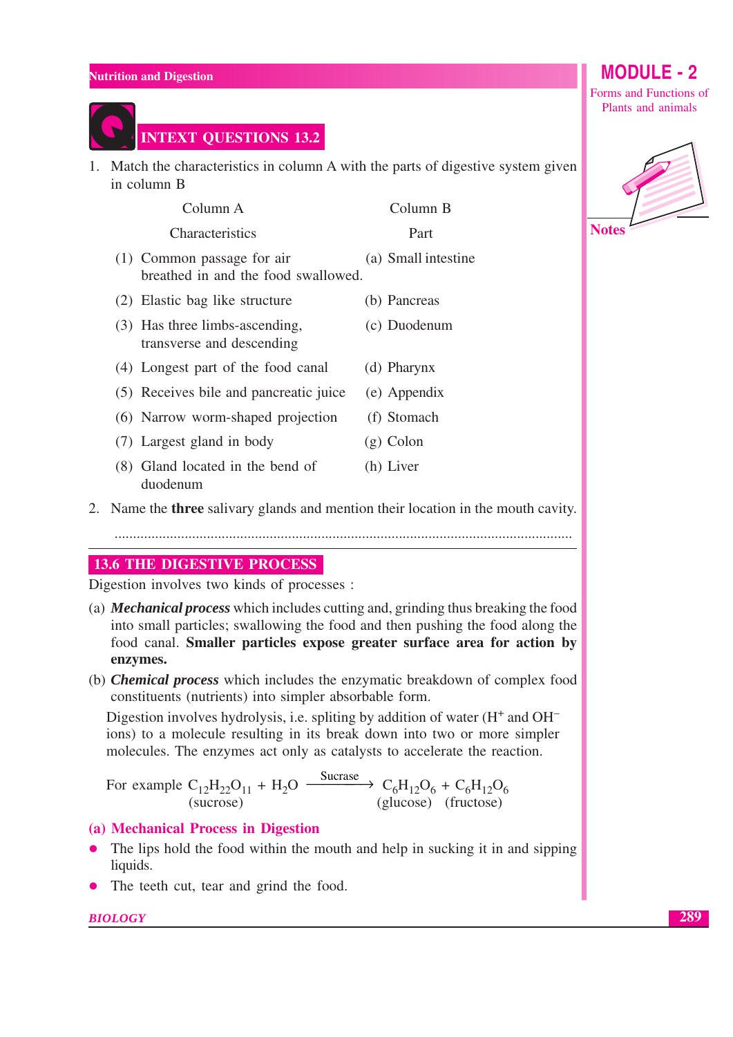## INTEXT QUESTIONS 13.2

1. Match the characteristics in column A with the parts of digestive system given in column B

| Column A<br>Characteristics | Column B<br>Part |
|---|---|
| (1) Common passage for air breathed in and the food swallowed. | (a) Small intestine |
| (2) Elastic bag like structure | (b) Pancreas |
| (3) Has three limbs-ascending, transverse and descending | (c) Duodenum |
| (4) Longest part of the food canal | (d) Pharynx |
| (5) Receives bile and pancreatic juice | (e) Appendix |
| (6) Narrow worm-shaped projection | (f) Stomach |
| (7) Largest gland in body | (g) Colon |
| (8) Gland located in the bend of duodenum | (h) Liver |

2. Name the **three** salivary glands and mention their location in the mouth cavity.

.......................................................................................................................

## 13.6 THE DIGESTIVE PROCESS

Digestion involves two kinds of processes :

(a) ***Mechanical process*** which includes cutting and, grinding thus breaking the food into small particles; swallowing the food and then pushing the food along the food canal. **Smaller particles expose greater surface area for action by enzymes.**

(b) ***Chemical process*** which includes the enzymatic breakdown of complex food constituents (nutrients) into simpler absorbable form.

Digestion involves hydrolysis, i.e. spliting by addition of water ($H^+$ and $OH^-$ ions) to a molecule resulting in its break down into two or more simpler molecules. The enzymes act only as catalysts to accelerate the reaction.

For example $\underset{\text{(sucrose)}}{C_{12}H_{22}O_{11}} + H_2O \xrightarrow{\text{Sucrase}} \underset{\text{(glucose)}}{C_6H_{12}O_6} + \underset{\text{(fructose)}}{C_6H_{12}O_6}$

### (a) Mechanical Process in Digestion

- The lips hold the food within the mouth and help in sucking it in and sipping liquids.
- The teeth cut, tear and grind the food.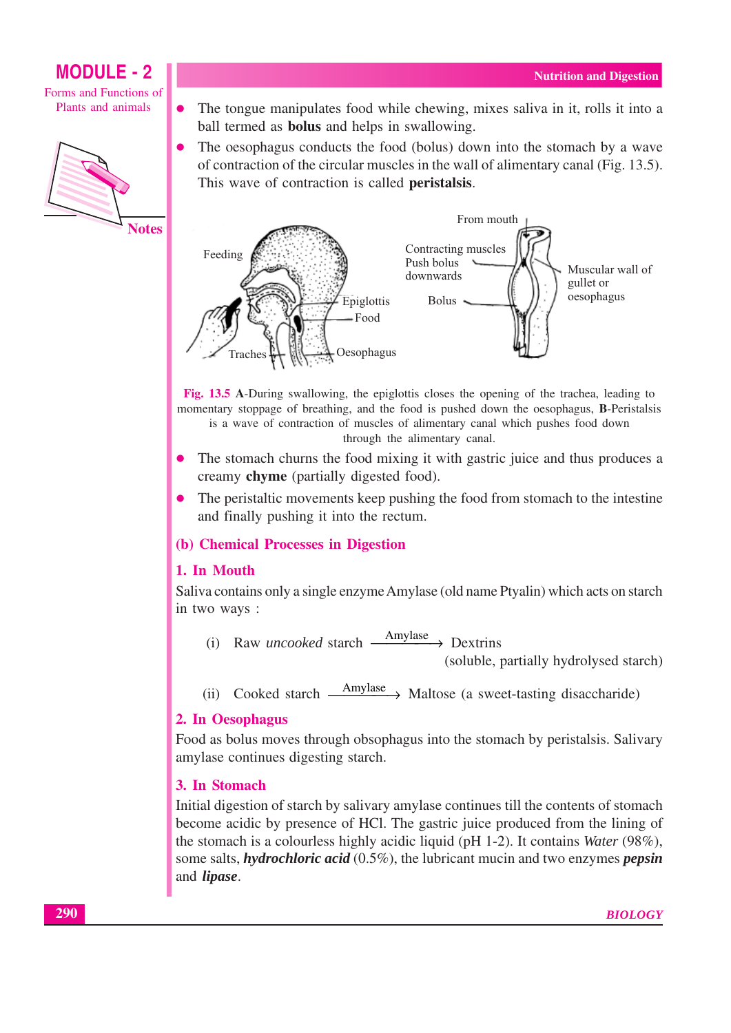- The tongue manipulates food while chewing, mixes saliva in it, rolls it into a ball termed as **bolus** and helps in swallowing.
- The oesophagus conducts the food (bolus) down into the stomach by a wave of contraction of the circular muscles in the wall of alimentary canal (Fig. 13.5). This wave of contraction is called **peristalsis**.

**Fig. 13.5 A**-During swallowing, the epiglottis closes the opening of the trachea, leading to momentary stoppage of breathing, and the food is pushed down the oesophagus, **B**-Peristalsis is a wave of contraction of muscles of alimentary canal which pushes food down through the alimentary canal.

- The stomach churns the food mixing it with gastric juice and thus produces a creamy **chyme** (partially digested food).
- The peristaltic movements keep pushing the food from stomach to the intestine and finally pushing it into the rectum.

## (b) Chemical Processes in Digestion

### 1. In Mouth

Saliva contains only a single enzyme Amylase (old name Ptyalin) which acts on starch in two ways :

(i) Raw *uncooked* starch $\xrightarrow{\text{Amylase}}$ Dextrins (soluble, partially hydrolysed starch)

(ii) Cooked starch $\xrightarrow{\text{Amylase}}$ Maltose (a sweet-tasting disaccharide)

### 2. In Oesophagus

Food as bolus moves through obsophagus into the stomach by peristalsis. Salivary amylase continues digesting starch.

### 3. In Stomach

Initial digestion of starch by salivary amylase continues till the contents of stomach become acidic by presence of HCl. The gastric juice produced from the lining of the stomach is a colourless highly acidic liquid (pH 1-2). It contains *Water* (98%), some salts, ***hydrochloric acid*** (0.5%), the lubricant mucin and two enzymes ***pepsin*** and ***lipase***.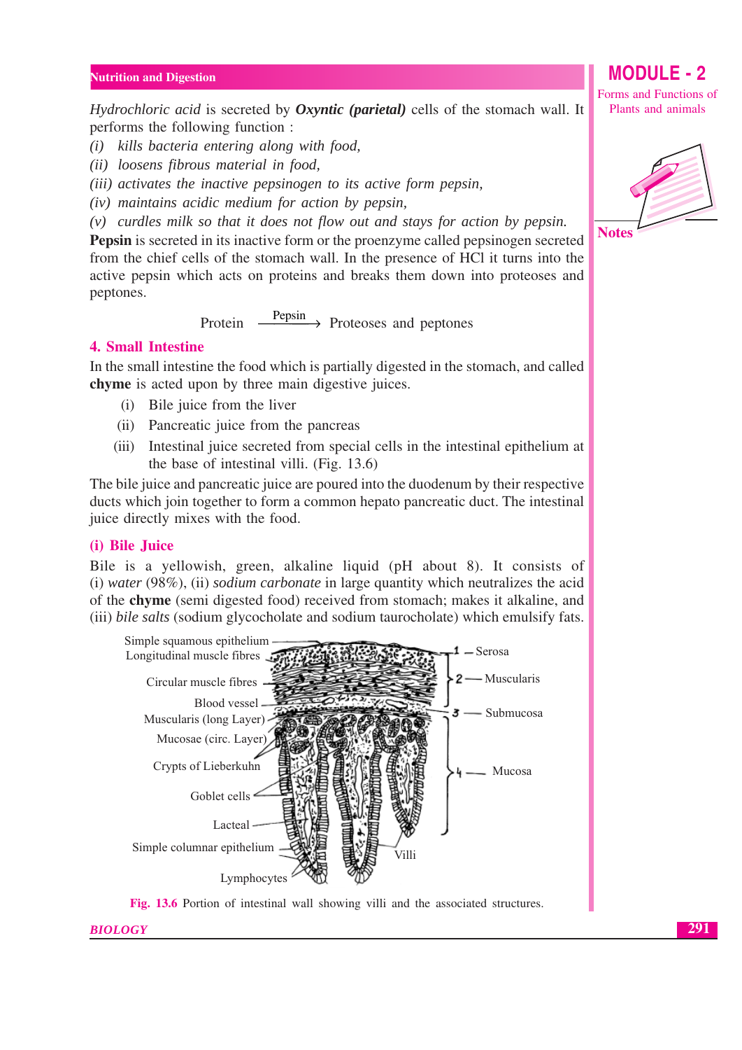*Hydrochloric acid* is secreted by ***Oxyntic (parietal)*** cells of the stomach wall. It performs the following function :

*(i) kills bacteria entering along with food,*

*(ii) loosens fibrous material in food,*

*(iii) activates the inactive pepsinogen to its active form pepsin,*

*(iv) maintains acidic medium for action by pepsin,*

*(v) curdles milk so that it does not flow out and stays for action by pepsin.*

**Pepsin** is secreted in its inactive form or the proenzyme called pepsinogen secreted from the chief cells of the stomach wall. In the presence of HCl it turns into the active pepsin which acts on proteins and breaks them down into proteoses and peptones.

$$\text{Protein} \xrightarrow{\text{Pepsin}} \text{Proteoses and peptones}$$

## 4. Small Intestine

In the small intestine the food which is partially digested in the stomach, and called **chyme** is acted upon by three main digestive juices.

(i) Bile juice from the liver

(ii) Pancreatic juice from the pancreas

(iii) Intestinal juice secreted from special cells in the intestinal epithelium at the base of intestinal villi. (Fig. 13.6)

The bile juice and pancreatic juice are poured into the duodenum by their respective ducts which join together to form a common hepato pancreatic duct. The intestinal juice directly mixes with the food.

### (i) Bile Juice

Bile is a yellowish, green, alkaline liquid (pH about 8). It consists of (i) *water* (98%), (ii) *sodium carbonate* in large quantity which neutralizes the acid of the **chyme** (semi digested food) received from stomach; makes it alkaline, and (iii) *bile salts* (sodium glycocholate and sodium taurocholate) which emulsify fats.

Simple squamous epithelium, Longitudinal muscle fibres, Circular muscle fibres, Blood vessel, Muscularis (long Layer), Mucosae (circ. Layer), Crypts of Lieberkuhn, Goblet cells, Lacteal, Simple columnar epithelium, Lymphocytes, Villi, 1 — Serosa, 2 — Muscularis, 3 — Submucosa, 4 — Mucosa

**Fig. 13.6** Portion of intestinal wall showing villi and the associated structures.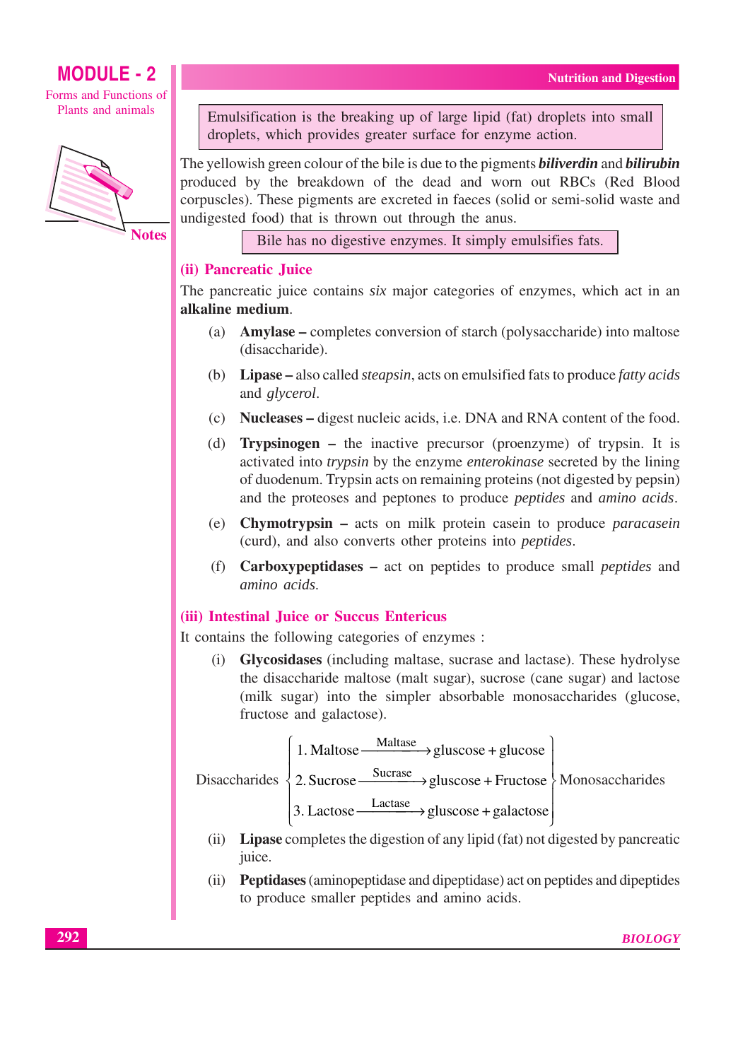Emulsification is the breaking up of large lipid (fat) droplets into small droplets, which provides greater surface for enzyme action.

The yellowish green colour of the bile is due to the pigments ***biliverdin*** and ***bilirubin*** produced by the breakdown of the dead and worn out RBCs (Red Blood corpuscles). These pigments are excreted in faeces (solid or semi-solid waste and undigested food) that is thrown out through the anus.

Bile has no digestive enzymes. It simply emulsifies fats.

### (ii) Pancreatic Juice

The pancreatic juice contains *six* major categories of enzymes, which act in an **alkaline medium**.

(a) **Amylase –** completes conversion of starch (polysaccharide) into maltose (disaccharide).

(b) **Lipase –** also called *steapsin*, acts on emulsified fats to produce *fatty acids* and *glycerol*.

(c) **Nucleases –** digest nucleic acids, i.e. DNA and RNA content of the food.

(d) **Trypsinogen –** the inactive precursor (proenzyme) of trypsin. It is activated into *trypsin* by the enzyme *enterokinase* secreted by the lining of duodenum. Trypsin acts on remaining proteins (not digested by pepsin) and the proteoses and peptones to produce *peptides* and *amino acids*.

(e) **Chymotrypsin –** acts on milk protein casein to produce *paracasein* (curd), and also converts other proteins into *peptides*.

(f) **Carboxypeptidases –** act on peptides to produce small *peptides* and *amino acids.*

### (iii) Intestinal Juice or Succus Entericus

It contains the following categories of enzymes :

(i) **Glycosidases** (including maltase, sucrase and lactase). These hydrolyse the disaccharide maltose (malt sugar), sucrose (cane sugar) and lactose (milk sugar) into the simpler absorbable monosaccharides (glucose, fructose and galactose).

$$\text{Disaccharides}\left\{\begin{array}{l}1.\ \text{Maltose} \xrightarrow{\text{Maltase}} \text{gluscose} + \text{glucose} \\ 2.\ \text{Sucrose} \xrightarrow{\text{Sucrase}} \text{gluscose} + \text{Fructose} \\ 3.\ \text{Lactose} \xrightarrow{\text{Lactase}} \text{gluscose} + \text{galactose}\end{array}\right\}\text{Monosaccharides}$$

(ii) **Lipase** completes the digestion of any lipid (fat) not digested by pancreatic juice.

(ii) **Peptidases** (aminopeptidase and dipeptidase) act on peptides and dipeptides to produce smaller peptides and amino acids.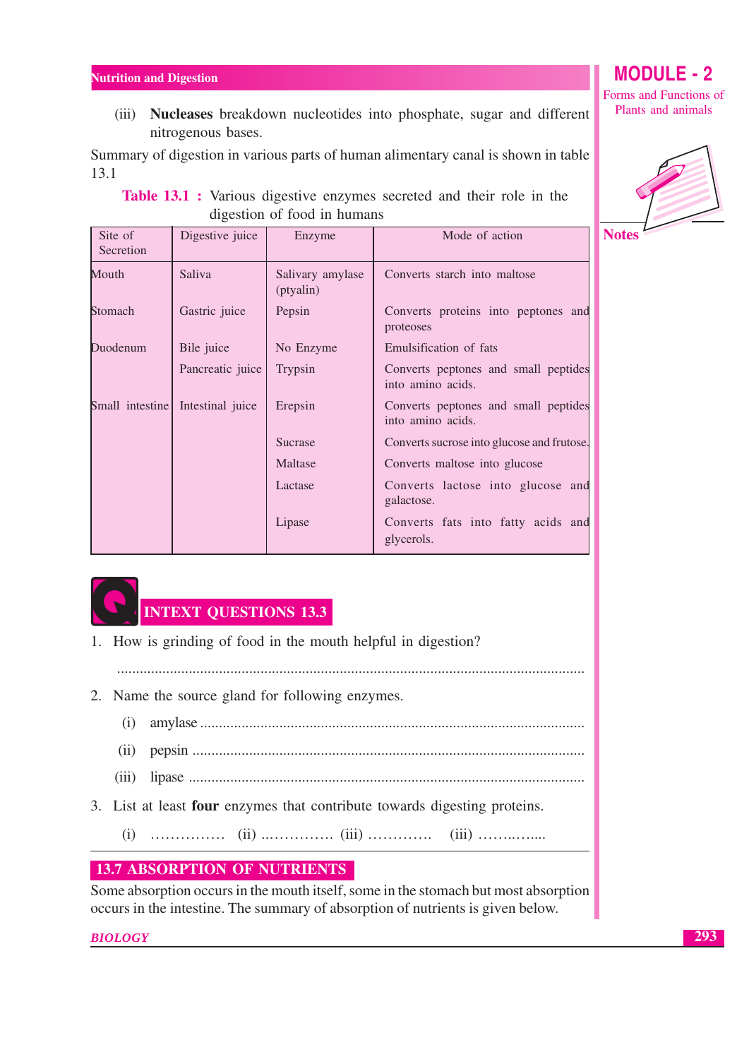(iii) **Nucleases** breakdown nucleotides into phosphate, sugar and different nitrogenous bases.

Summary of digestion in various parts of human alimentary canal is shown in table 13.1

**Table 13.1 :** Various digestive enzymes secreted and their role in the digestion of food in humans

| Site of Secretion | Digestive juice | Enzyme | Mode of action |
|---|---|---|---|
| Mouth | Saliva | Salivary amylase (ptyalin) | Converts starch into maltose |
| Stomach | Gastric juice | Pepsin | Converts proteins into peptones and proteoses |
| Duodenum | Bile juice | No Enzyme | Emulsification of fats |
| | Pancreatic juice | Trypsin | Converts peptones and small peptides into amino acids. |
| Small intestine | Intestinal juice | Erepsin | Converts peptones and small peptides into amino acids. |
| | | Sucrase | Converts sucrose into glucose and frutose. |
| | | Maltase | Converts maltose into glucose |
| | | Lactase | Converts lactose into glucose and galactose. |
| | | Lipase | Converts fats into fatty acids and glycerols. |

## INTEXT QUESTIONS 13.3

1. How is grinding of food in the mouth helpful in digestion?

   ..............................................................................................................

2. Name the source gland for following enzymes.

   (i) amylase ..............................................................................................

   (ii) pepsin ...............................................................................................

   (iii) lipase ...............................................................................................

3. List at least **four** enzymes that contribute towards digesting proteins.

   (i) …………… (ii) ..………….. (iii) …………. (iii) ……..…....

## 13.7 ABSORPTION OF NUTRIENTS

Some absorption occurs in the mouth itself, some in the stomach but most absorption occurs in the intestine. The summary of absorption of nutrients is given below.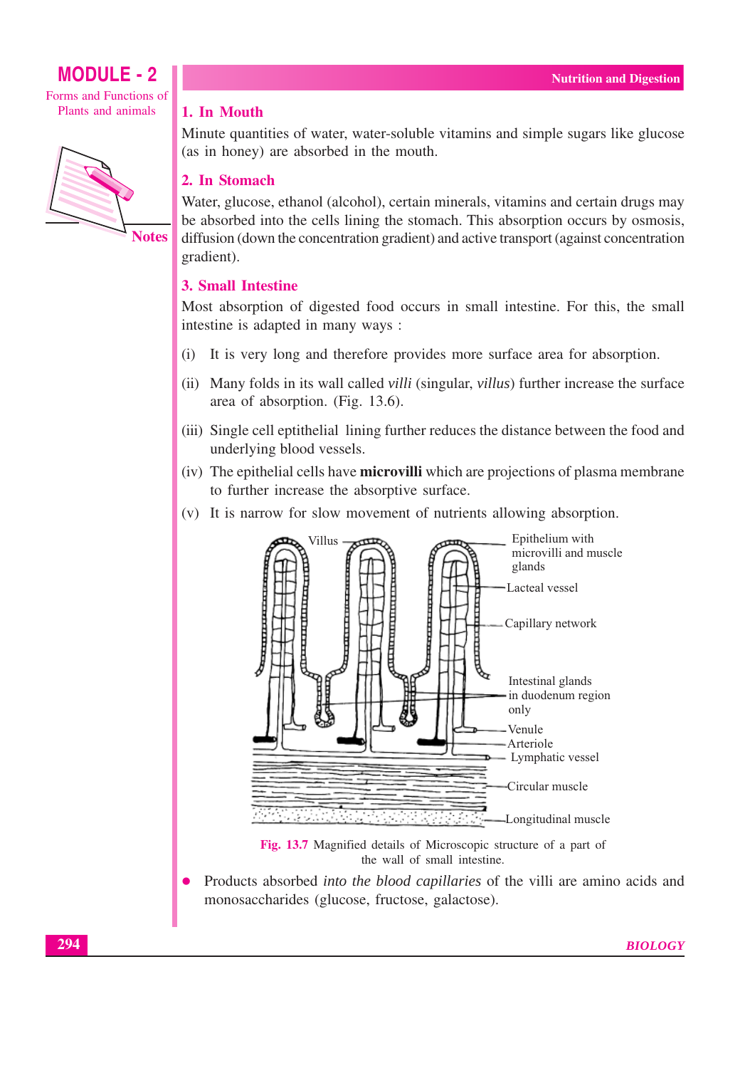## 1. In Mouth

Minute quantities of water, water-soluble vitamins and simple sugars like glucose (as in honey) are absorbed in the mouth.

## 2. In Stomach

Water, glucose, ethanol (alcohol), certain minerals, vitamins and certain drugs may be absorbed into the cells lining the stomach. This absorption occurs by osmosis, diffusion (down the concentration gradient) and active transport (against concentration gradient).

## 3. Small Intestine

Most absorption of digested food occurs in small intestine. For this, the small intestine is adapted in many ways :

(i) It is very long and therefore provides more surface area for absorption.

(ii) Many folds in its wall called *villi* (singular, *villus*) further increase the surface area of absorption. (Fig. 13.6).

(iii) Single cell eptithelial lining further reduces the distance between the food and underlying blood vessels.

(iv) The epithelial cells have **microvilli** which are projections of plasma membrane to further increase the absorptive surface.

(v) It is narrow for slow movement of nutrients allowing absorption.

Fig. 13.7 Magnified details of Microscopic structure of a part of the wall of small intestine.

- Products absorbed *into the blood capillaries* of the villi are amino acids and monosaccharides (glucose, fructose, galactose).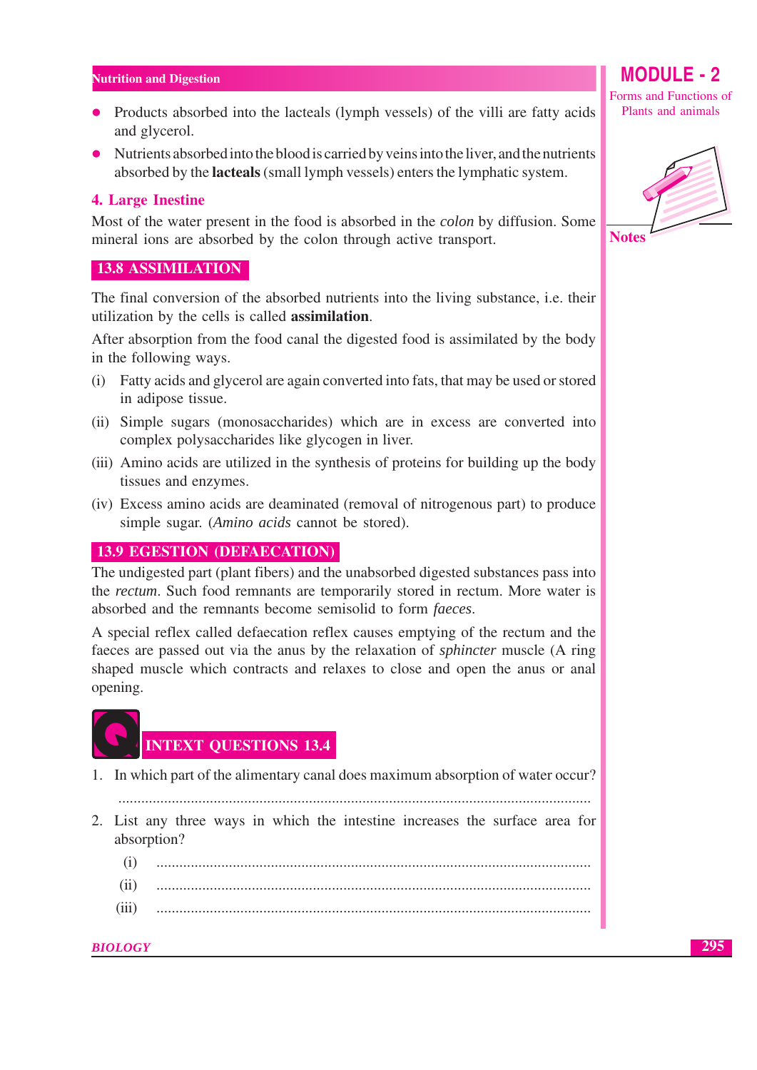- Products absorbed into the lacteals (lymph vessels) of the villi are fatty acids and glycerol.
- Nutrients absorbed into the blood is carried by veins into the liver, and the nutrients absorbed by the **lacteals** (small lymph vessels) enters the lymphatic system.

### 4. Large Inestine

Most of the water present in the food is absorbed in the *colon* by diffusion. Some mineral ions are absorbed by the colon through active transport.

## 13.8 ASSIMILATION

The final conversion of the absorbed nutrients into the living substance, i.e. their utilization by the cells is called **assimilation**.

After absorption from the food canal the digested food is assimilated by the body in the following ways.

(i) Fatty acids and glycerol are again converted into fats, that may be used or stored in adipose tissue.

(ii) Simple sugars (monosaccharides) which are in excess are converted into complex polysaccharides like glycogen in liver.

(iii) Amino acids are utilized in the synthesis of proteins for building up the body tissues and enzymes.

(iv) Excess amino acids are deaminated (removal of nitrogenous part) to produce simple sugar. (*Amino acids* cannot be stored).

## 13.9 EGESTION (DEFAECATION)

The undigested part (plant fibers) and the unabsorbed digested substances pass into the *rectum*. Such food remnants are temporarily stored in rectum. More water is absorbed and the remnants become semisolid to form *faeces*.

A special reflex called defaecation reflex causes emptying of the rectum and the faeces are passed out via the anus by the relaxation of *sphincter* muscle (A ring shaped muscle which contracts and relaxes to close and open the anus or anal opening.

## INTEXT QUESTIONS 13.4

1. In which part of the alimentary canal does maximum absorption of water occur?

   ..........................................................................................................................

2. List any three ways in which the intestine increases the surface area for absorption?

   (i) ..........................................................................................................................

   (ii) ..........................................................................................................................

   (iii) ..........................................................................................................................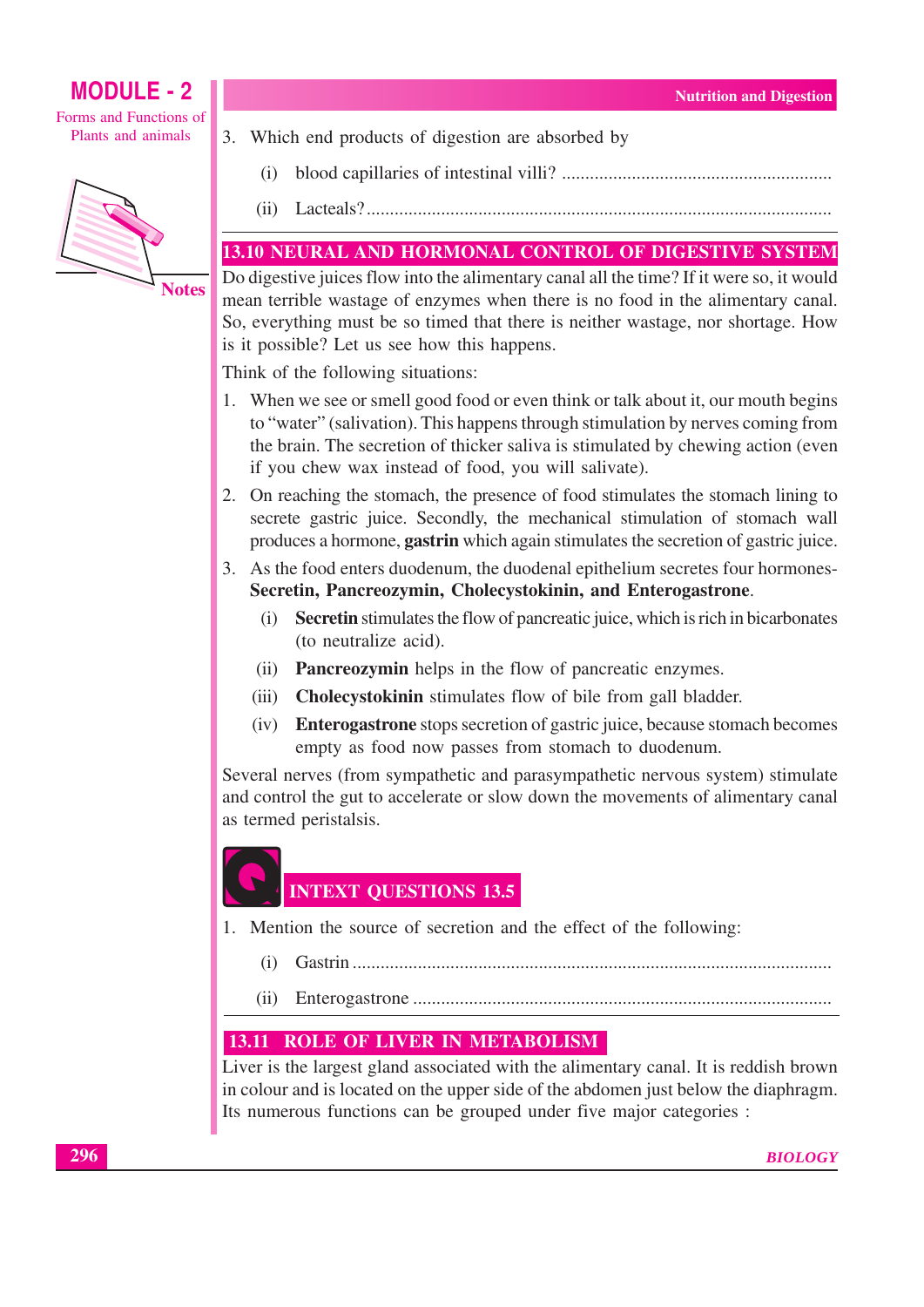3. Which end products of digestion are absorbed by

   (i) blood capillaries of intestinal villi? ..........................................................

   (ii) Lacteals?...................................................................................................

## 13.10 NEURAL AND HORMONAL CONTROL OF DIGESTIVE SYSTEM

Do digestive juices flow into the alimentary canal all the time? If it were so, it would mean terrible wastage of enzymes when there is no food in the alimentary canal. So, everything must be so timed that there is neither wastage, nor shortage. How is it possible? Let us see how this happens.

Think of the following situations:

1. When we see or smell good food or even think or talk about it, our mouth begins to "water" (salivation). This happens through stimulation by nerves coming from the brain. The secretion of thicker saliva is stimulated by chewing action (even if you chew wax instead of food, you will salivate).
2. On reaching the stomach, the presence of food stimulates the stomach lining to secrete gastric juice. Secondly, the mechanical stimulation of stomach wall produces a hormone, **gastrin** which again stimulates the secretion of gastric juice.
3. As the food enters duodenum, the duodenal epithelium secretes four hormones- **Secretin, Pancreozymin, Cholecystokinin, and Enterogastrone**.

   (i) **Secretin** stimulates the flow of pancreatic juice, which is rich in bicarbonates (to neutralize acid).

   (ii) **Pancreozymin** helps in the flow of pancreatic enzymes.

   (iii) **Cholecystokinin** stimulates flow of bile from gall bladder.

   (iv) **Enterogastrone** stops secretion of gastric juice, because stomach becomes empty as food now passes from stomach to duodenum.

Several nerves (from sympathetic and parasympathetic nervous system) stimulate and control the gut to accelerate or slow down the movements of alimentary canal as termed peristalsis.

### INTEXT QUESTIONS 13.5

1. Mention the source of secretion and the effect of the following:

   (i) Gastrin .....................................................................................................

   (ii) Enterogastrone .........................................................................................

## 13.11 ROLE OF LIVER IN METABOLISM

Liver is the largest gland associated with the alimentary canal. It is reddish brown in colour and is located on the upper side of the abdomen just below the diaphragm. Its numerous functions can be grouped under five major categories :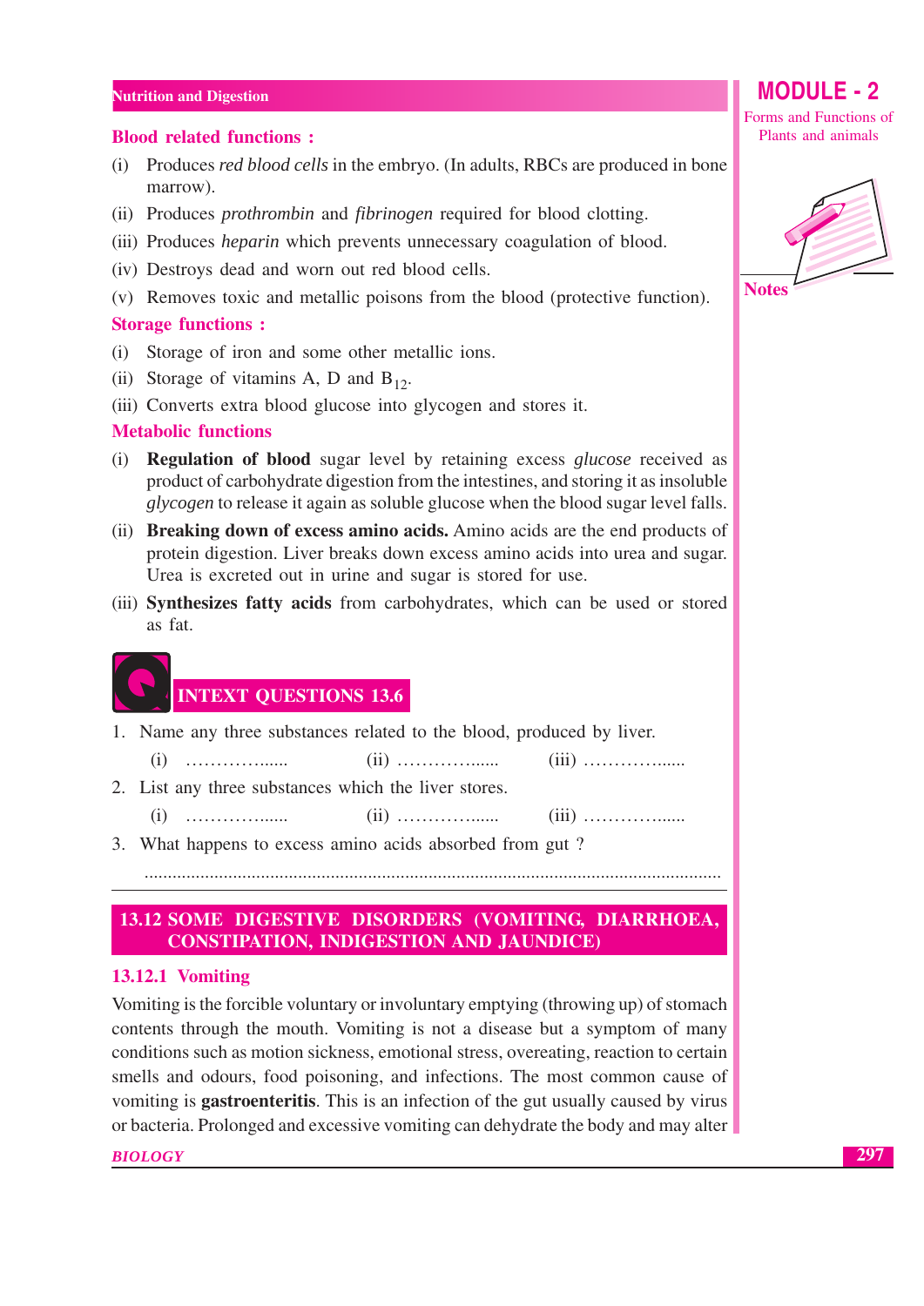### Blood related functions :

(i) Produces *red blood cells* in the embryo. (In adults, RBCs are produced in bone marrow).

(ii) Produces *prothrombin* and *fibrinogen* required for blood clotting.

(iii) Produces *heparin* which prevents unnecessary coagulation of blood.

(iv) Destroys dead and worn out red blood cells.

(v) Removes toxic and metallic poisons from the blood (protective function).

### Storage functions :

(i) Storage of iron and some other metallic ions.

(ii) Storage of vitamins A, D and $B_{12}$.

(iii) Converts extra blood glucose into glycogen and stores it.

### Metabolic functions

(i) **Regulation of blood** sugar level by retaining excess *glucose* received as product of carbohydrate digestion from the intestines, and storing it as insoluble *glycogen* to release it again as soluble glucose when the blood sugar level falls.

(ii) **Breaking down of excess amino acids.** Amino acids are the end products of protein digestion. Liver breaks down excess amino acids into urea and sugar. Urea is excreted out in urine and sugar is stored for use.

(iii) **Synthesizes fatty acids** from carbohydrates, which can be used or stored as fat.

## INTEXT QUESTIONS 13.6

1. Name any three substances related to the blood, produced by liver.

   (i) ……………...... (ii) ……………...... (iii) ……………......

2. List any three substances which the liver stores.

   (i) ……………...... (ii) ……………...... (iii) ……………......

3. What happens to excess amino acids absorbed from gut ?

   ..........................................................................................................................

## 13.12 SOME DIGESTIVE DISORDERS (VOMITING, DIARRHOEA, CONSTIPATION, INDIGESTION AND JAUNDICE)

### 13.12.1 Vomiting

Vomiting is the forcible voluntary or involuntary emptying (throwing up) of stomach contents through the mouth. Vomiting is not a disease but a symptom of many conditions such as motion sickness, emotional stress, overeating, reaction to certain smells and odours, food poisoning, and infections. The most common cause of vomiting is **gastroenteritis**. This is an infection of the gut usually caused by virus or bacteria. Prolonged and excessive vomiting can dehydrate the body and may alter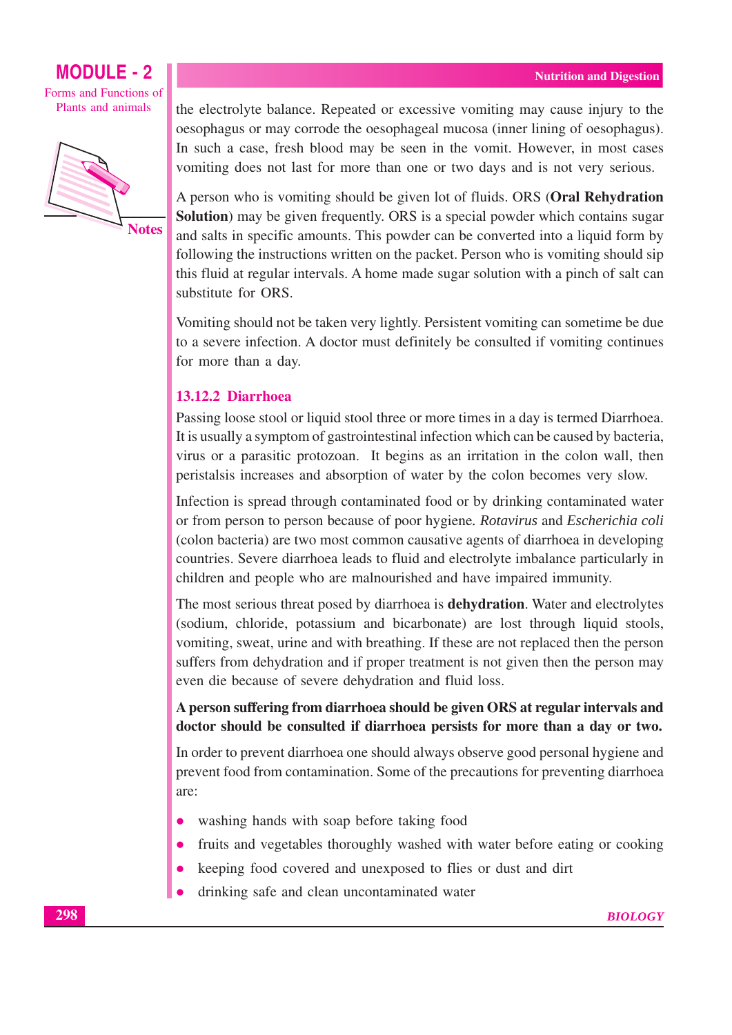the electrolyte balance. Repeated or excessive vomiting may cause injury to the oesophagus or may corrode the oesophageal mucosa (inner lining of oesophagus). In such a case, fresh blood may be seen in the vomit. However, in most cases vomiting does not last for more than one or two days and is not very serious.

A person who is vomiting should be given lot of fluids. ORS (**Oral Rehydration Solution**) may be given frequently. ORS is a special powder which contains sugar and salts in specific amounts. This powder can be converted into a liquid form by following the instructions written on the packet. Person who is vomiting should sip this fluid at regular intervals. A home made sugar solution with a pinch of salt can substitute for ORS.

Vomiting should not be taken very lightly. Persistent vomiting can sometime be due to a severe infection. A doctor must definitely be consulted if vomiting continues for more than a day.

### 13.12.2 Diarrhoea

Passing loose stool or liquid stool three or more times in a day is termed Diarrhoea. It is usually a symptom of gastrointestinal infection which can be caused by bacteria, virus or a parasitic protozoan. It begins as an irritation in the colon wall, then peristalsis increases and absorption of water by the colon becomes very slow.

Infection is spread through contaminated food or by drinking contaminated water or from person to person because of poor hygiene. *Rotavirus* and *Escherichia coli* (colon bacteria) are two most common causative agents of diarrhoea in developing countries. Severe diarrhoea leads to fluid and electrolyte imbalance particularly in children and people who are malnourished and have impaired immunity.

The most serious threat posed by diarrhoea is **dehydration**. Water and electrolytes (sodium, chloride, potassium and bicarbonate) are lost through liquid stools, vomiting, sweat, urine and with breathing. If these are not replaced then the person suffers from dehydration and if proper treatment is not given then the person may even die because of severe dehydration and fluid loss.

**A person suffering from diarrhoea should be given ORS at regular intervals and doctor should be consulted if diarrhoea persists for more than a day or two.**

In order to prevent diarrhoea one should always observe good personal hygiene and prevent food from contamination. Some of the precautions for preventing diarrhoea are:

- washing hands with soap before taking food
- fruits and vegetables thoroughly washed with water before eating or cooking
- keeping food covered and unexposed to flies or dust and dirt
- drinking safe and clean uncontaminated water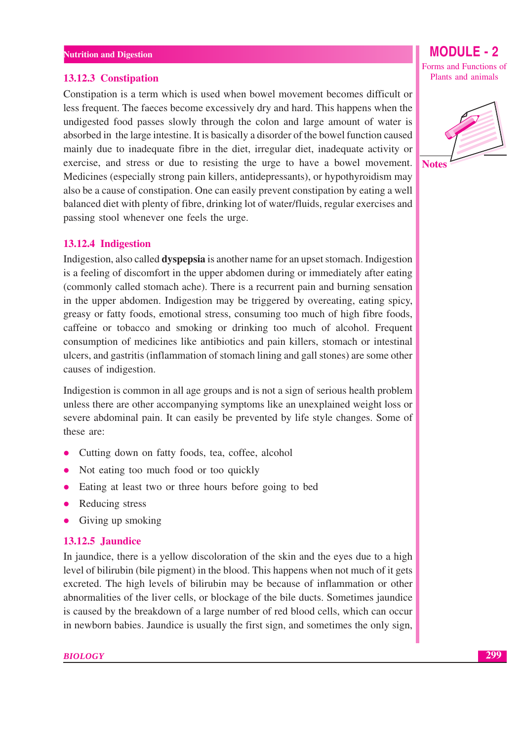### 13.12.3 Constipation

Constipation is a term which is used when bowel movement becomes difficult or less frequent. The faeces become excessively dry and hard. This happens when the undigested food passes slowly through the colon and large amount of water is absorbed in the large intestine. It is basically a disorder of the bowel function caused mainly due to inadequate fibre in the diet, irregular diet, inadequate activity or exercise, and stress or due to resisting the urge to have a bowel movement. Medicines (especially strong pain killers, antidepressants), or hypothyroidism may also be a cause of constipation. One can easily prevent constipation by eating a well balanced diet with plenty of fibre, drinking lot of water/fluids, regular exercises and passing stool whenever one feels the urge.

### 13.12.4 Indigestion

Indigestion, also called **dyspepsia** is another name for an upset stomach. Indigestion is a feeling of discomfort in the upper abdomen during or immediately after eating (commonly called stomach ache). There is a recurrent pain and burning sensation in the upper abdomen. Indigestion may be triggered by overeating, eating spicy, greasy or fatty foods, emotional stress, consuming too much of high fibre foods, caffeine or tobacco and smoking or drinking too much of alcohol. Frequent consumption of medicines like antibiotics and pain killers, stomach or intestinal ulcers, and gastritis (inflammation of stomach lining and gall stones) are some other causes of indigestion.

Indigestion is common in all age groups and is not a sign of serious health problem unless there are other accompanying symptoms like an unexplained weight loss or severe abdominal pain. It can easily be prevented by life style changes. Some of these are:

- Cutting down on fatty foods, tea, coffee, alcohol
- Not eating too much food or too quickly
- Eating at least two or three hours before going to bed
- Reducing stress
- Giving up smoking

### 13.12.5 Jaundice

In jaundice, there is a yellow discoloration of the skin and the eyes due to a high level of bilirubin (bile pigment) in the blood. This happens when not much of it gets excreted. The high levels of bilirubin may be because of inflammation or other abnormalities of the liver cells, or blockage of the bile ducts. Sometimes jaundice is caused by the breakdown of a large number of red blood cells, which can occur in newborn babies. Jaundice is usually the first sign, and sometimes the only sign,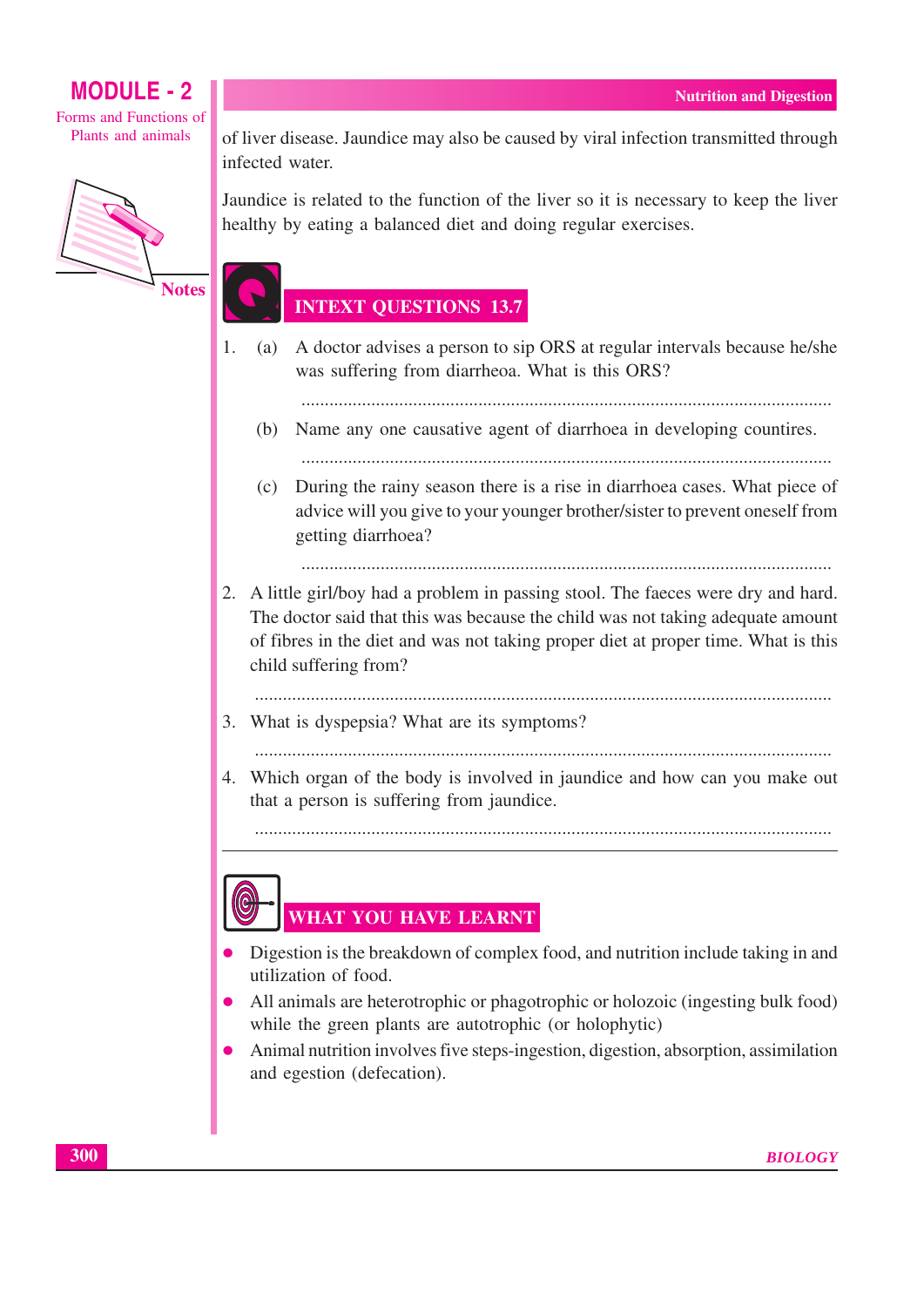of liver disease. Jaundice may also be caused by viral infection transmitted through infected water.

Jaundice is related to the function of the liver so it is necessary to keep the liver healthy by eating a balanced diet and doing regular exercises.

## INTEXT QUESTIONS 13.7

1. (a) A doctor advises a person to sip ORS at regular intervals because he/she was suffering from diarrheoa. What is this ORS?

   ..................................................................................................................

   (b) Name any one causative agent of diarrhoea in developing countries.

   ..................................................................................................................

   (c) During the rainy season there is a rise in diarrhoea cases. What piece of advice will you give to your younger brother/sister to prevent oneself from getting diarrhoea?

   ..................................................................................................................

2. A little girl/boy had a problem in passing stool. The faeces were dry and hard. The doctor said that this was because the child was not taking adequate amount of fibres in the diet and was not taking proper diet at proper time. What is this child suffering from?

   ..................................................................................................................

3. What is dyspepsia? What are its symptoms?

   ..................................................................................................................

4. Which organ of the body is involved in jaundice and how can you make out that a person is suffering from jaundice.

   ..................................................................................................................

## WHAT YOU HAVE LEARNT

- Digestion is the breakdown of complex food, and nutrition include taking in and utilization of food.
- All animals are heterotrophic or phagotrophic or holozoic (ingesting bulk food) while the green plants are autotrophic (or holophytic)
- Animal nutrition involves five steps-ingestion, digestion, absorption, assimilation and egestion (defecation).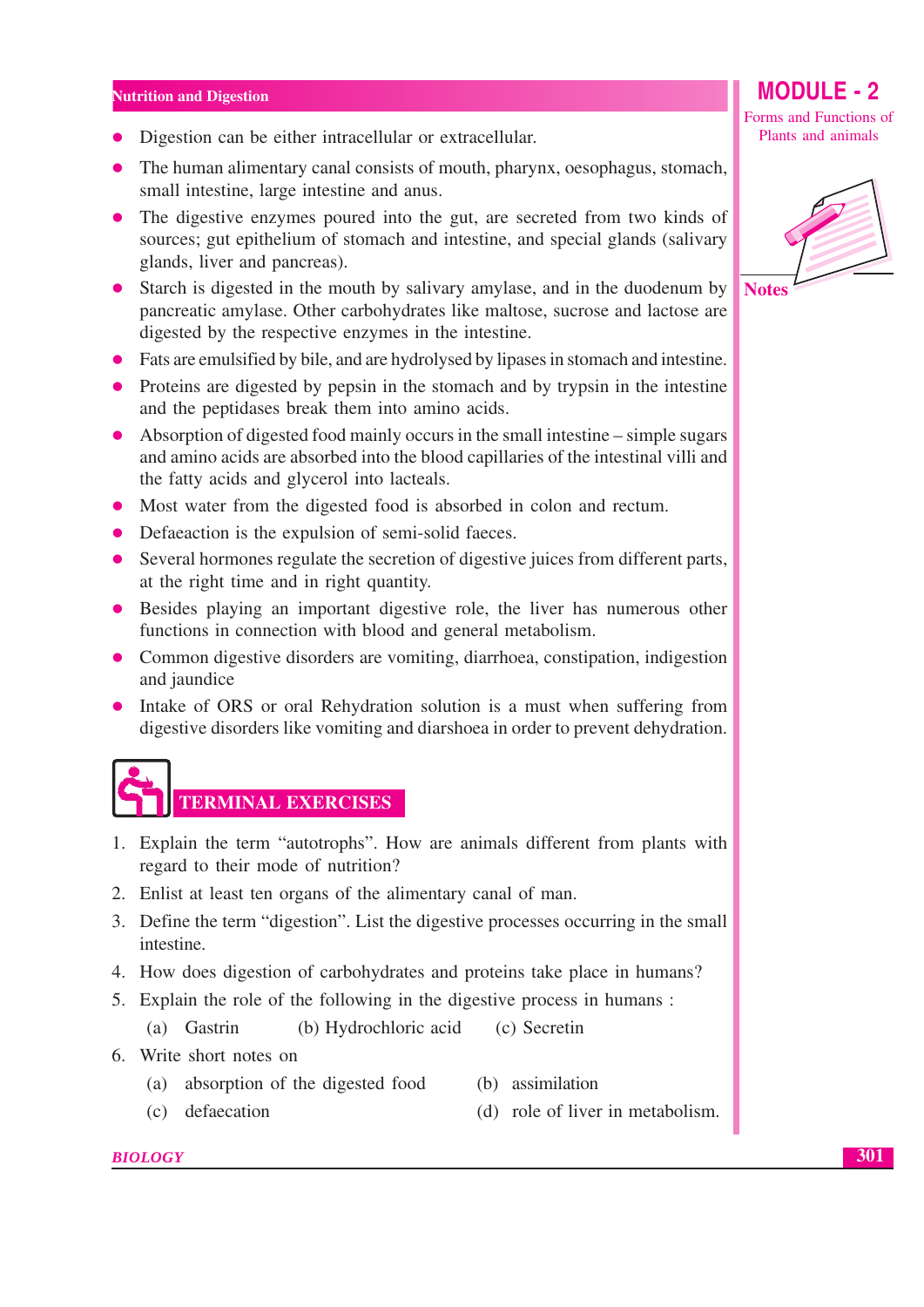- Digestion can be either intracellular or extracellular.
- The human alimentary canal consists of mouth, pharynx, oesophagus, stomach, small intestine, large intestine and anus.
- The digestive enzymes poured into the gut, are secreted from two kinds of sources; gut epithelium of stomach and intestine, and special glands (salivary glands, liver and pancreas).
- Starch is digested in the mouth by salivary amylase, and in the duodenum by pancreatic amylase. Other carbohydrates like maltose, sucrose and lactose are digested by the respective enzymes in the intestine.
- Fats are emulsified by bile, and are hydrolysed by lipases in stomach and intestine.
- Proteins are digested by pepsin in the stomach and by trypsin in the intestine and the peptidases break them into amino acids.
- Absorption of digested food mainly occurs in the small intestine – simple sugars and amino acids are absorbed into the blood capillaries of the intestinal villi and the fatty acids and glycerol into lacteals.
- Most water from the digested food is absorbed in colon and rectum.
- Defaeaction is the expulsion of semi-solid faeces.
- Several hormones regulate the secretion of digestive juices from different parts, at the right time and in right quantity.
- Besides playing an important digestive role, the liver has numerous other functions in connection with blood and general metabolism.
- Common digestive disorders are vomiting, diarrhoea, constipation, indigestion and jaundice
- Intake of ORS or oral Rehydration solution is a must when suffering from digestive disorders like vomiting and diarshoea in order to prevent dehydration.

## TERMINAL EXERCISES

1. Explain the term "autotrophs". How are animals different from plants with regard to their mode of nutrition?
2. Enlist at least ten organs of the alimentary canal of man.
3. Define the term "digestion". List the digestive processes occurring in the small intestine.
4. How does digestion of carbohydrates and proteins take place in humans?
5. Explain the role of the following in the digestive process in humans :
   (a) Gastrin (b) Hydrochloric acid (c) Secretin
6. Write short notes on
   (a) absorption of the digested food
   (b) assimilation
   (c) defaecation
   (d) role of liver in metabolism.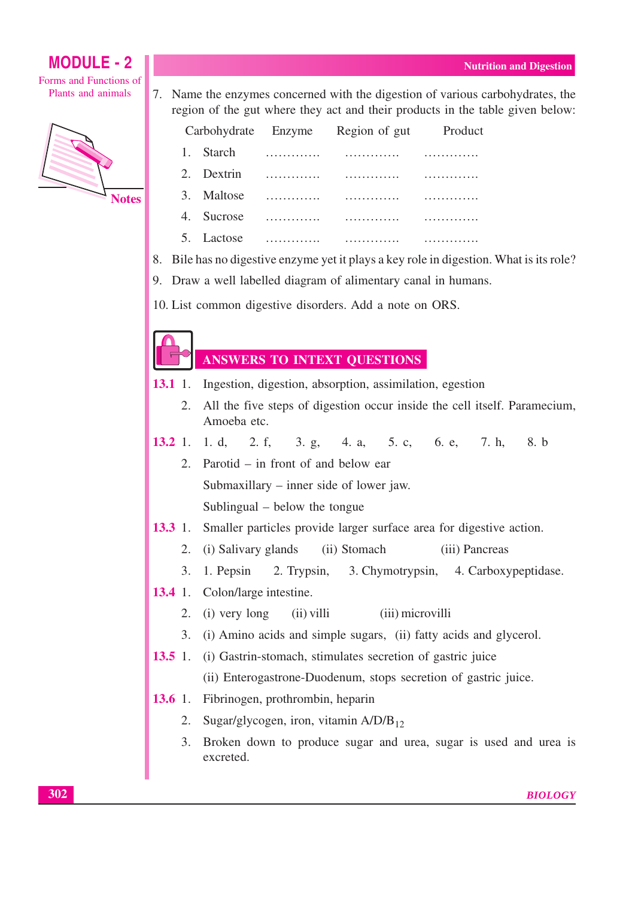7. Name the enzymes concerned with the digestion of various carbohydrates, the region of the gut where they act and their products in the table given below:

| Carbohydrate | Enzyme | Region of gut | Product |
|---|---|---|---|
| 1. Starch | ............. | ............. | ............. |
| 2. Dextrin | ............. | ............. | ............. |
| 3. Maltose | ............. | ............. | ............. |
| 4. Sucrose | ............. | ............. | ............. |
| 5. Lactose | ............. | ............. | ............. |

8. Bile has no digestive enzyme yet it plays a key role in digestion. What is its role?
9. Draw a well labelled diagram of alimentary canal in humans.
10. List common digestive disorders. Add a note on ORS.

## ANSWERS TO INTEXT QUESTIONS

**13.1** 1. Ingestion, digestion, absorption, assimilation, egestion

2. All the five steps of digestion occur inside the cell itself. Paramecium, Amoeba etc.

**13.2** 1. 1. d, 2. f, 3. g, 4. a, 5. c, 6. e, 7. h, 8. b

2. Parotid – in front of and below ear

Submaxillary – inner side of lower jaw.

Sublingual – below the tongue

**13.3** 1. Smaller particles provide larger surface area for digestive action.

2. (i) Salivary glands (ii) Stomach (iii) Pancreas

3. 1. Pepsin 2. Trypsin, 3. Chymotrypsin, 4. Carboxypeptidase.

**13.4** 1. Colon/large intestine.

2. (i) very long (ii) villi (iii) microvilli

3. (i) Amino acids and simple sugars, (ii) fatty acids and glycerol.

**13.5** 1. (i) Gastrin-stomach, stimulates secretion of gastric juice

(ii) Enterogastrone-Duodenum, stops secretion of gastric juice.

**13.6** 1. Fibrinogen, prothrombin, heparin

2. Sugar/glycogen, iron, vitamin A/D/$B_{12}$

3. Broken down to produce sugar and urea, sugar is used and urea is excreted.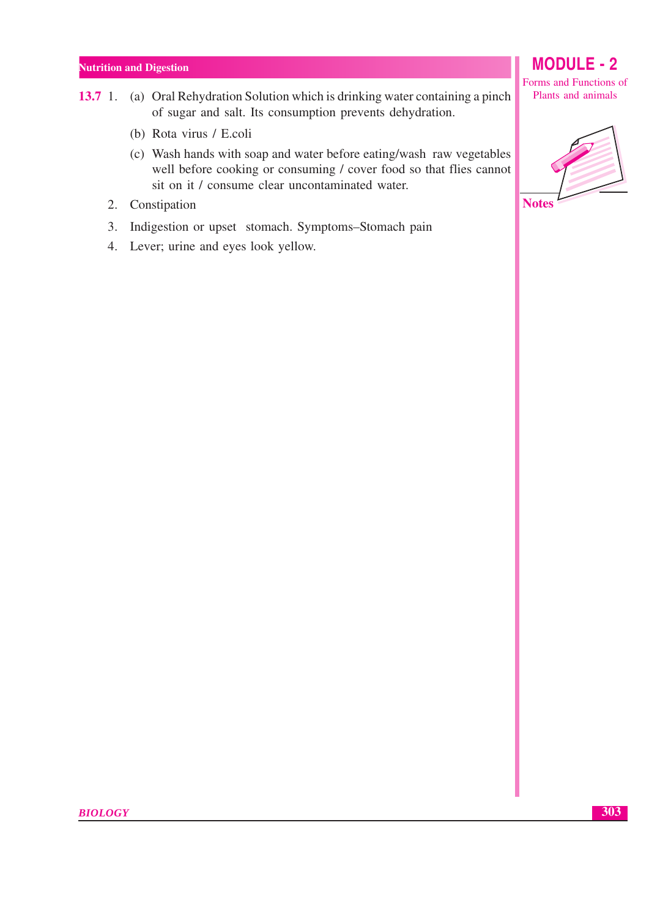**13.7** 1. (a) Oral Rehydration Solution which is drinking water containing a pinch of sugar and salt. Its consumption prevents dehydration.

(b) Rota virus / E.coli

(c) Wash hands with soap and water before eating/wash raw vegetables well before cooking or consuming / cover food so that flies cannot sit on it / consume clear uncontaminated water.

2. Constipation

3. Indigestion or upset stomach. Symptoms–Stomach pain

4. Lever; urine and eyes look yellow.